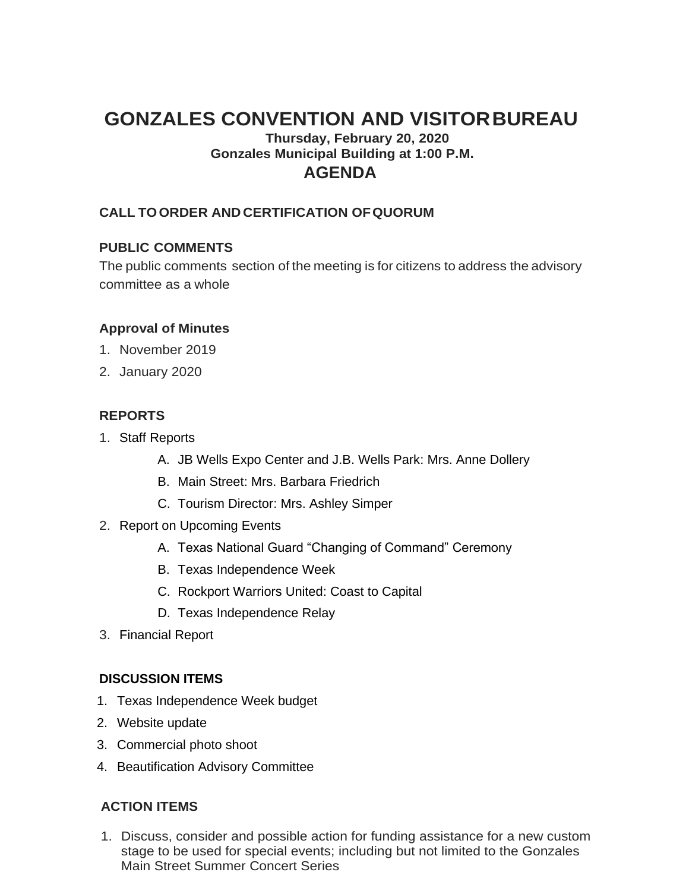# GONZALES CONVENTION AND VISITOR BUREAU

**Thursday, February 20, 2020**

**Gonzales Municipal Building at 1:00 P.M.**

## AGENDA

### CALL TO ORDER AND CERTIFICATION OF QUORUM

### PUBLIC COMMENTS

The public comments section of the meeting is for citizens to address the advisory committee as a whole

### Approval of Minutes

1. November 2019
2. January 2020

### REPORTS

1. Staff Reports
    - A. JB Wells Expo Center and J.B. Wells Park: Mrs. Anne Dollery
    - B. Main Street: Mrs. Barbara Friedrich
    - C. Tourism Director: Mrs. Ashley Simper
2. Report on Upcoming Events
    - A. Texas National Guard "Changing of Command" Ceremony
    - B. Texas Independence Week
    - C. Rockport Warriors United: Coast to Capital
    - D. Texas Independence Relay
3. Financial Report

### DISCUSSION ITEMS

1. Texas Independence Week budget
2. Website update
3. Commercial photo shoot
4. Beautification Advisory Committee

### ACTION ITEMS

1. Discuss, consider and possible action for funding assistance for a new custom stage to be used for special events; including but not limited to the Gonzales Main Street Summer Concert Series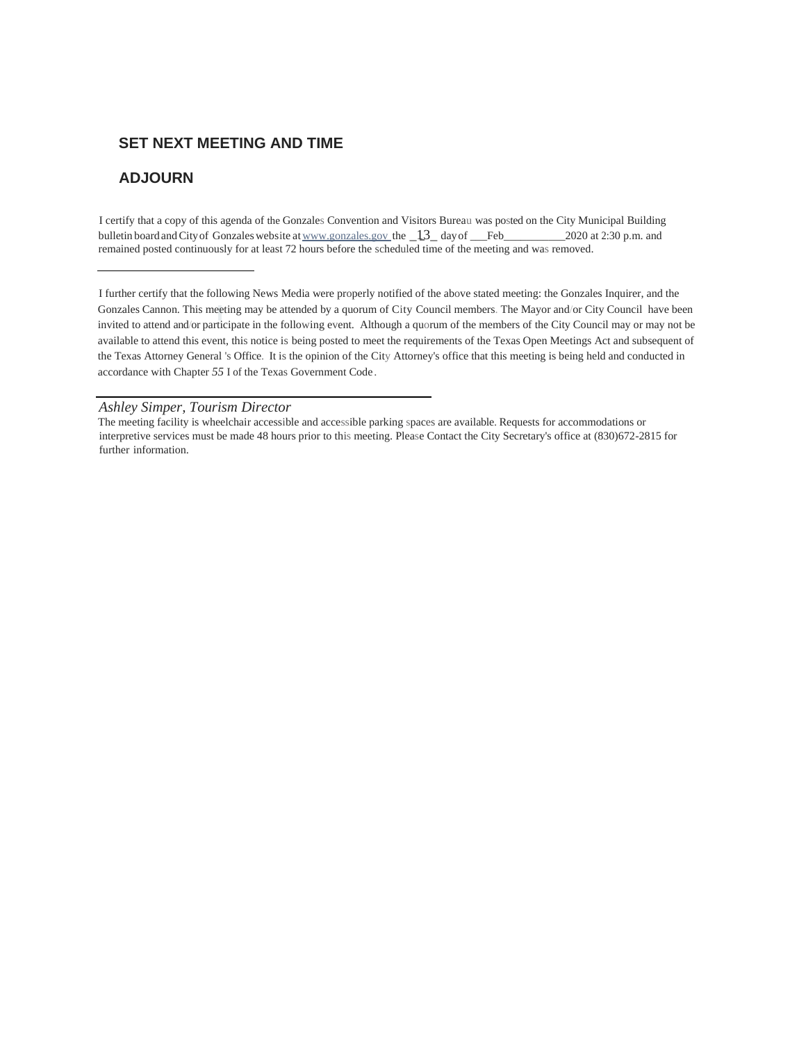## SET NEXT MEETING AND TIME

## ADJOURN

I certify that a copy of this agenda of the Gonzales Convention and Visitors Bureau was posted on the City Municipal Building bulletin board and City of Gonzales website at www.gonzales.gov the _13_ day of ___Feb___________2020 at 2:30 p.m. and remained posted continuously for at least 72 hours before the scheduled time of the meeting and was removed.

___________________________

I further certify that the following News Media were properly notified of the above stated meeting: the Gonzales Inquirer, and the Gonzales Cannon. This meeting may be attended by a quorum of City Council members. The Mayor and/or City Council have been invited to attend and/or participate in the following event. Although a quorum of the members of the City Council may or may not be available to attend this event, this notice is being posted to meet the requirements of the Texas Open Meetings Act and subsequent of the Texas Attorney General 's Office. It is the opinion of the City Attorney's office that this meeting is being held and conducted in accordance with Chapter *55* I of the Texas Government Code.

*Ashley Simper, Tourism Director*

The meeting facility is wheelchair accessible and accessible parking spaces are available. Requests for accommodations or interpretive services must be made 48 hours prior to this meeting. Please Contact the City Secretary's office at (830)672-2815 for further information.